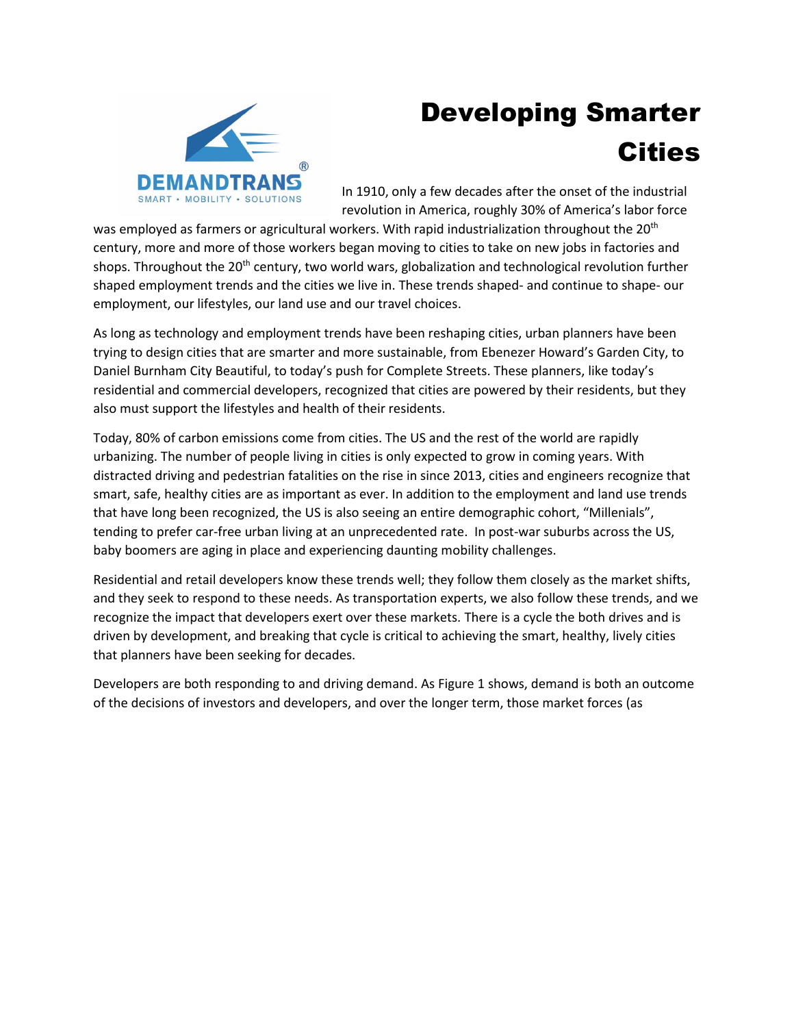# Developing Smarter Cities

In 1910, only a few decades after the onset of the industrial revolution in America, roughly 30% of America's labor force was employed as farmers or agricultural workers. With rapid industrialization throughout the 20th century, more and more of those workers began moving to cities to take on new jobs in factories and shops. Throughout the 20th century, two world wars, globalization and technological revolution further shaped employment trends and the cities we live in. These trends shaped- and continue to shape- our employment, our lifestyles, our land use and our travel choices.

As long as technology and employment trends have been reshaping cities, urban planners have been trying to design cities that are smarter and more sustainable, from Ebenezer Howard's Garden City, to Daniel Burnham City Beautiful, to today's push for Complete Streets. These planners, like today's residential and commercial developers, recognized that cities are powered by their residents, but they also must support the lifestyles and health of their residents.

Today, 80% of carbon emissions come from cities. The US and the rest of the world are rapidly urbanizing. The number of people living in cities is only expected to grow in coming years. With distracted driving and pedestrian fatalities on the rise in since 2013, cities and engineers recognize that smart, safe, healthy cities are as important as ever. In addition to the employment and land use trends that have long been recognized, the US is also seeing an entire demographic cohort, "Millenials", tending to prefer car-free urban living at an unprecedented rate. In post-war suburbs across the US, baby boomers are aging in place and experiencing daunting mobility challenges.

Residential and retail developers know these trends well; they follow them closely as the market shifts, and they seek to respond to these needs. As transportation experts, we also follow these trends, and we recognize the impact that developers exert over these markets. There is a cycle the both drives and is driven by development, and breaking that cycle is critical to achieving the smart, healthy, lively cities that planners have been seeking for decades.

Developers are both responding to and driving demand. As Figure 1 shows, demand is both an outcome of the decisions of investors and developers, and over the longer term, those market forces (as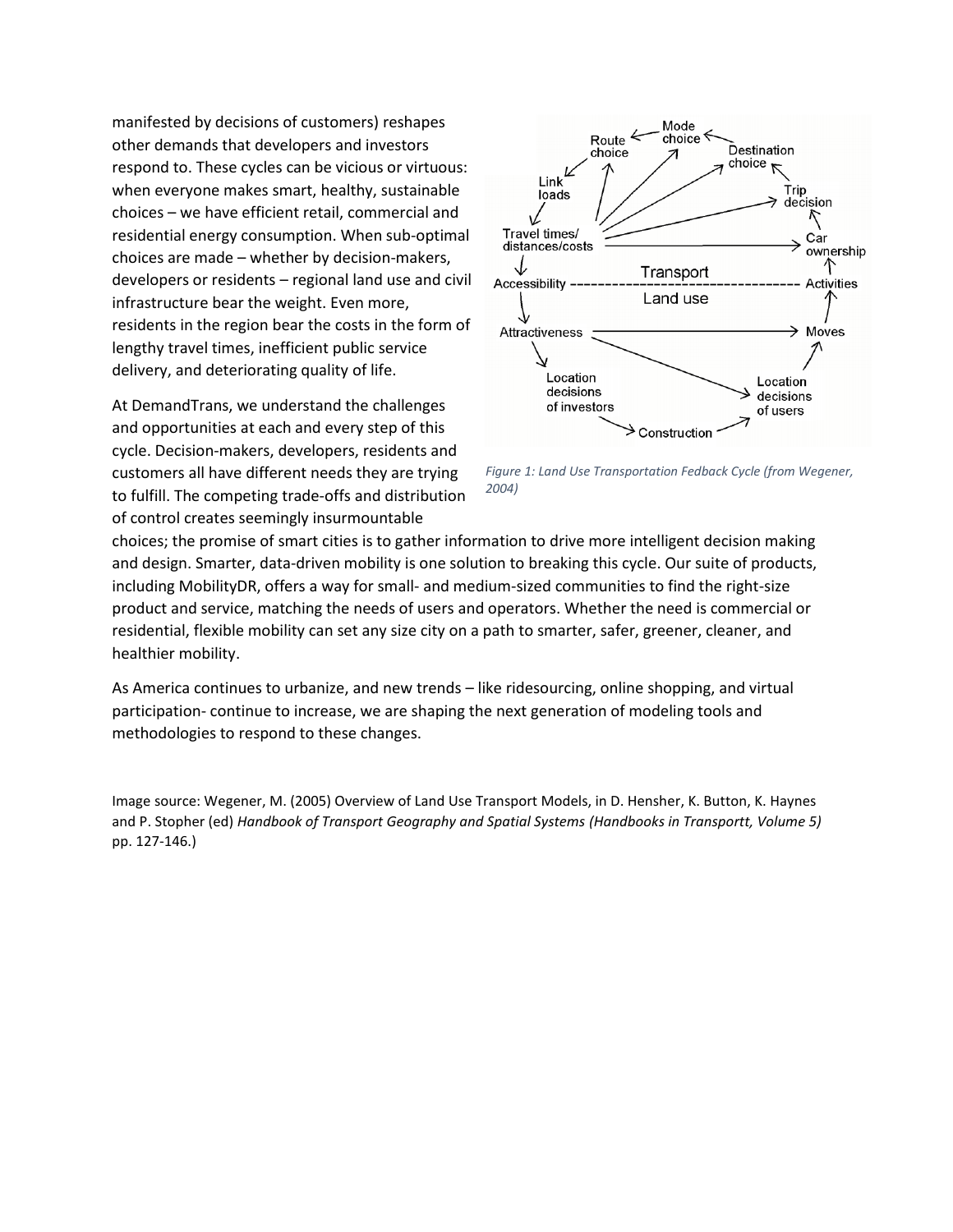manifested by decisions of customers) reshapes other demands that developers and investors respond to. These cycles can be vicious or virtuous: when everyone makes smart, healthy, sustainable choices – we have efficient retail, commercial and residential energy consumption. When sub-optimal choices are made – whether by decision-makers, developers or residents – regional land use and civil infrastructure bear the weight. Even more, residents in the region bear the costs in the form of lengthy travel times, inefficient public service delivery, and deteriorating quality of life.

Mode choice
Route choice
Destination choice
Link loads
Trip decision
Travel times/ distances/costs
Car ownership
Transport
Accessibility
Activities
Land use
Attractiveness
Moves
Location decisions of investors
Location decisions of users
Construction

*Figure 1: Land Use Transportation Fedback Cycle (from Wegener, 2004)*

At DemandTrans, we understand the challenges and opportunities at each and every step of this cycle. Decision-makers, developers, residents and customers all have different needs they are trying to fulfill. The competing trade-offs and distribution of control creates seemingly insurmountable choices; the promise of smart cities is to gather information to drive more intelligent decision making and design. Smarter, data-driven mobility is one solution to breaking this cycle. Our suite of products, including MobilityDR, offers a way for small- and medium-sized communities to find the right-size product and service, matching the needs of users and operators. Whether the need is commercial or residential, flexible mobility can set any size city on a path to smarter, safer, greener, cleaner, and healthier mobility.

As America continues to urbanize, and new trends – like ridesourcing, online shopping, and virtual participation- continue to increase, we are shaping the next generation of modeling tools and methodologies to respond to these changes.

Image source: Wegener, M. (2005) Overview of Land Use Transport Models, in D. Hensher, K. Button, K. Haynes and P. Stopher (ed) *Handbook of Transport Geography and Spatial Systems (Handbooks in Transportt, Volume 5)* pp. 127-146.)